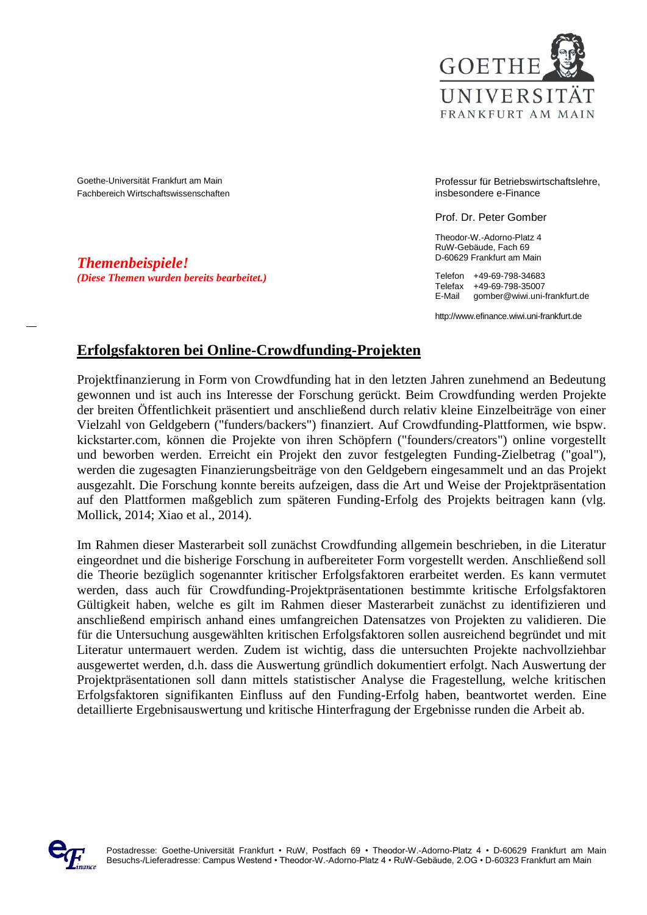GOETHE UNIVERSITÄT FRANKFURT AM MAIN

Goethe-Universität Frankfurt am Main
Fachbereich Wirtschaftswissenschaften

Professur für Betriebswirtschaftslehre, insbesondere e-Finance

Prof. Dr. Peter Gomber

Theodor-W.-Adorno-Platz 4
RuW-Gebäude, Fach 69
D-60629 Frankfurt am Main

Telefon +49-69-798-34683
Telefax +49-69-798-35007
E-Mail gomber@wiwi.uni-frankfurt.de

http://www.efinance.wiwi.uni-frankfurt.de

***Themenbeispiele!***
***(Diese Themen wurden bereits bearbeitet.)***

## Erfolgsfaktoren bei Online-Crowdfunding-Projekten

Projektfinanzierung in Form von Crowdfunding hat in den letzten Jahren zunehmend an Bedeutung gewonnen und ist auch ins Interesse der Forschung gerückt. Beim Crowdfunding werden Projekte der breiten Öffentlichkeit präsentiert und anschließend durch relativ kleine Einzelbeiträge von einer Vielzahl von Geldgebern ("funders/backers") finanziert. Auf Crowdfunding-Plattformen, wie bspw. kickstarter.com, können die Projekte von ihren Schöpfern ("founders/creators") online vorgestellt und beworben werden. Erreicht ein Projekt den zuvor festgelegten Funding-Zielbetrag ("goal"), werden die zugesagten Finanzierungsbeiträge von den Geldgebern eingesammelt und an das Projekt ausgezahlt. Die Forschung konnte bereits aufzeigen, dass die Art und Weise der Projektpräsentation auf den Plattformen maßgeblich zum späteren Funding-Erfolg des Projekts beitragen kann (vlg. Mollick, 2014; Xiao et al., 2014).

Im Rahmen dieser Masterarbeit soll zunächst Crowdfunding allgemein beschrieben, in die Literatur eingeordnet und die bisherige Forschung in aufbereiteter Form vorgestellt werden. Anschließend soll die Theorie bezüglich sogenannter kritischer Erfolgsfaktoren erarbeitet werden. Es kann vermutet werden, dass auch für Crowdfunding-Projektpräsentationen bestimmte kritische Erfolgsfaktoren Gültigkeit haben, welche es gilt im Rahmen dieser Masterarbeit zunächst zu identifizieren und anschließend empirisch anhand eines umfangreichen Datensatzes von Projekten zu validieren. Die für die Untersuchung ausgewählten kritischen Erfolgsfaktoren sollen ausreichend begründet und mit Literatur untermauert werden. Zudem ist wichtig, dass die untersuchten Projekte nachvollziehbar ausgewertet werden, d.h. dass die Auswertung gründlich dokumentiert erfolgt. Nach Auswertung der Projektpräsentationen soll dann mittels statistischer Analyse die Fragestellung, welche kritischen Erfolgsfaktoren signifikanten Einfluss auf den Funding-Erfolg haben, beantwortet werden. Eine detaillierte Ergebnisauswertung und kritische Hinterfragung der Ergebnisse runden die Arbeit ab.

Postadresse: Goethe-Universität Frankfurt • RuW, Postfach 69 • Theodor-W.-Adorno-Platz 4 • D-60629 Frankfurt am Main
Besuchs-/Lieferadresse: Campus Westend • Theodor-W.-Adorno-Platz 4 • RuW-Gebäude, 2.OG • D-60323 Frankfurt am Main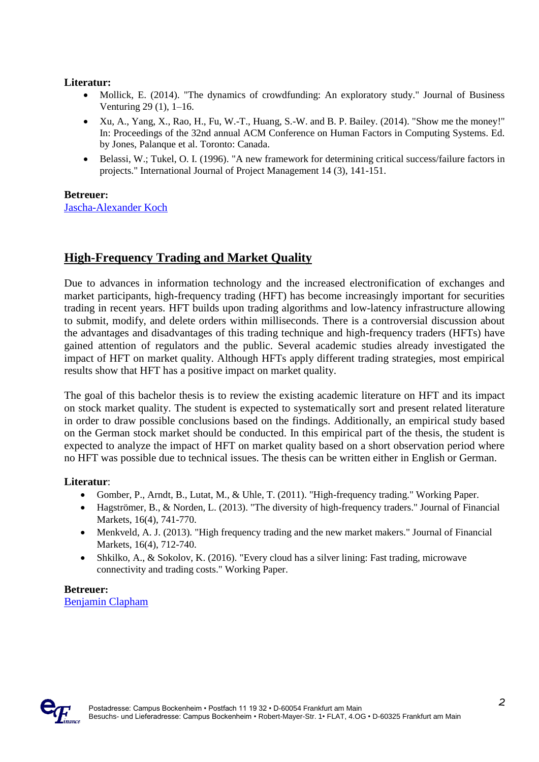**Literatur:**

- Mollick, E. (2014). "The dynamics of crowdfunding: An exploratory study." Journal of Business Venturing 29 (1), 1–16.
- Xu, A., Yang, X., Rao, H., Fu, W.-T., Huang, S.-W. and B. P. Bailey. (2014). "Show me the money!" In: Proceedings of the 32nd annual ACM Conference on Human Factors in Computing Systems. Ed. by Jones, Palanque et al. Toronto: Canada.
- Belassi, W.; Tukel, O. I. (1996). "A new framework for determining critical success/failure factors in projects." International Journal of Project Management 14 (3), 141-151.

**Betreuer:**
Jascha-Alexander Koch

## High-Frequency Trading and Market Quality

Due to advances in information technology and the increased electronification of exchanges and market participants, high-frequency trading (HFT) has become increasingly important for securities trading in recent years. HFT builds upon trading algorithms and low-latency infrastructure allowing to submit, modify, and delete orders within milliseconds. There is a controversial discussion about the advantages and disadvantages of this trading technique and high-frequency traders (HFTs) have gained attention of regulators and the public. Several academic studies already investigated the impact of HFT on market quality. Although HFTs apply different trading strategies, most empirical results show that HFT has a positive impact on market quality.

The goal of this bachelor thesis is to review the existing academic literature on HFT and its impact on stock market quality. The student is expected to systematically sort and present related literature in order to draw possible conclusions based on the findings. Additionally, an empirical study based on the German stock market should be conducted. In this empirical part of the thesis, the student is expected to analyze the impact of HFT on market quality based on a short observation period where no HFT was possible due to technical issues. The thesis can be written either in English or German.

**Literatur**:

- Gomber, P., Arndt, B., Lutat, M., & Uhle, T. (2011). "High-frequency trading." Working Paper.
- Hagströmer, B., & Norden, L. (2013). "The diversity of high-frequency traders." Journal of Financial Markets, 16(4), 741-770.
- Menkveld, A. J. (2013). "High frequency trading and the new market makers." Journal of Financial Markets, 16(4), 712-740.
- Shkilko, A., & Sokolov, K. (2016). "Every cloud has a silver lining: Fast trading, microwave connectivity and trading costs." Working Paper.

**Betreuer:**
Benjamin Clapham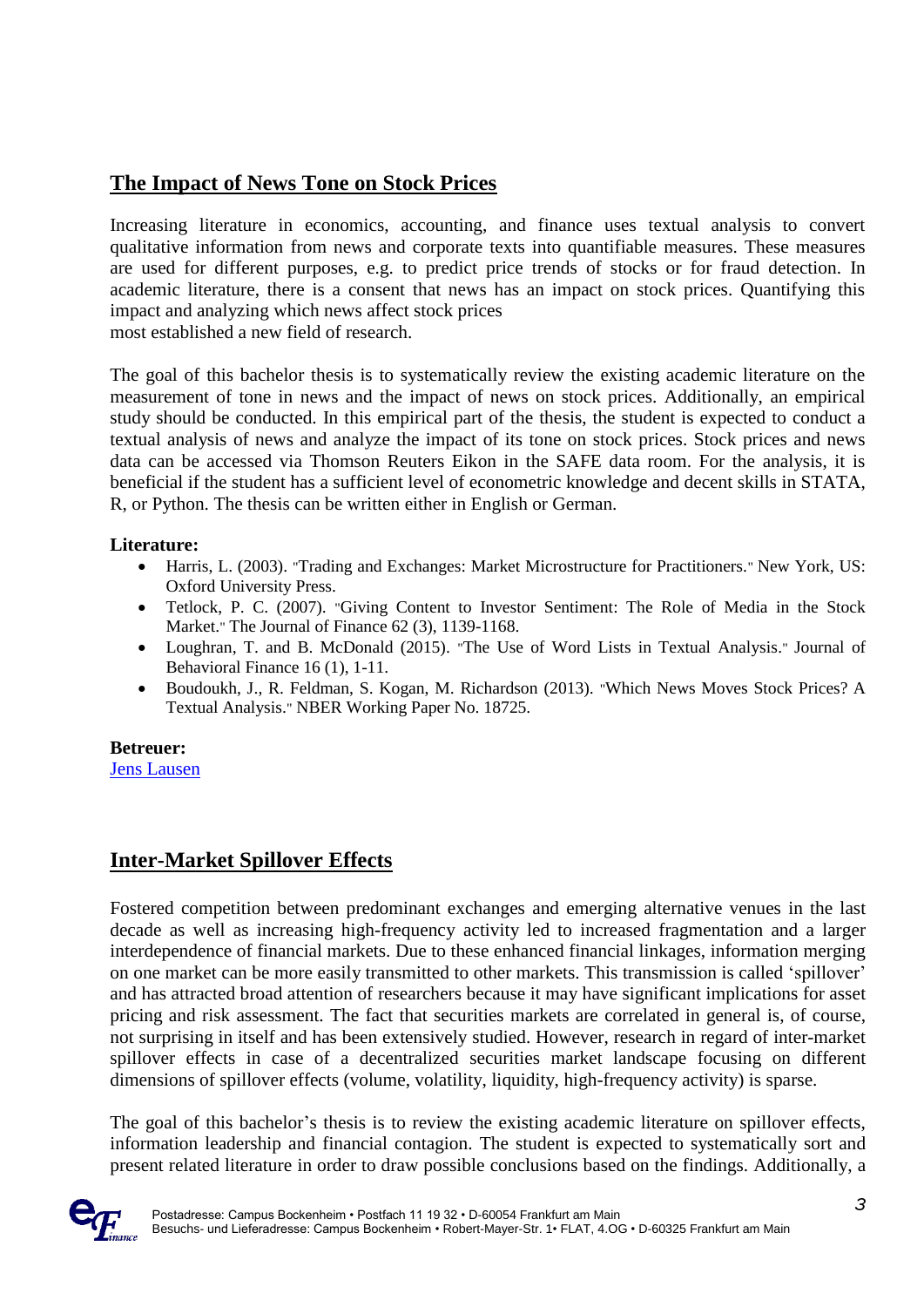## The Impact of News Tone on Stock Prices

Increasing literature in economics, accounting, and finance uses textual analysis to convert qualitative information from news and corporate texts into quantifiable measures. These measures are used for different purposes, e.g. to predict price trends of stocks or for fraud detection. In academic literature, there is a consent that news has an impact on stock prices. Quantifying this impact and analyzing which news affect stock prices
most established a new field of research.

The goal of this bachelor thesis is to systematically review the existing academic literature on the measurement of tone in news and the impact of news on stock prices. Additionally, an empirical study should be conducted. In this empirical part of the thesis, the student is expected to conduct a textual analysis of news and analyze the impact of its tone on stock prices. Stock prices and news data can be accessed via Thomson Reuters Eikon in the SAFE data room. For the analysis, it is beneficial if the student has a sufficient level of econometric knowledge and decent skills in STATA, R, or Python. The thesis can be written either in English or German.

**Literature:**

- Harris, L. (2003). "Trading and Exchanges: Market Microstructure for Practitioners." New York, US: Oxford University Press.
- Tetlock, P. C. (2007). "Giving Content to Investor Sentiment: The Role of Media in the Stock Market." The Journal of Finance 62 (3), 1139-1168.
- Loughran, T. and B. McDonald (2015). "The Use of Word Lists in Textual Analysis." Journal of Behavioral Finance 16 (1), 1-11.
- Boudoukh, J., R. Feldman, S. Kogan, M. Richardson (2013). "Which News Moves Stock Prices? A Textual Analysis." NBER Working Paper No. 18725.

**Betreuer:**
Jens Lausen

## Inter-Market Spillover Effects

Fostered competition between predominant exchanges and emerging alternative venues in the last decade as well as increasing high-frequency activity led to increased fragmentation and a larger interdependence of financial markets. Due to these enhanced financial linkages, information merging on one market can be more easily transmitted to other markets. This transmission is called 'spillover' and has attracted broad attention of researchers because it may have significant implications for asset pricing and risk assessment. The fact that securities markets are correlated in general is, of course, not surprising in itself and has been extensively studied. However, research in regard of inter-market spillover effects in case of a decentralized securities market landscape focusing on different dimensions of spillover effects (volume, volatility, liquidity, high-frequency activity) is sparse.

The goal of this bachelor's thesis is to review the existing academic literature on spillover effects, information leadership and financial contagion. The student is expected to systematically sort and present related literature in order to draw possible conclusions based on the findings. Additionally, a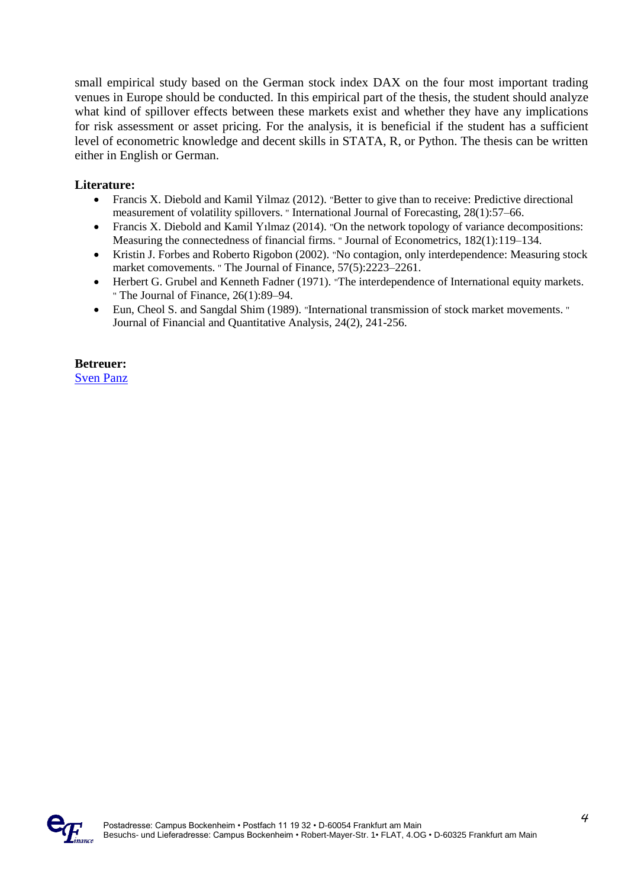small empirical study based on the German stock index DAX on the four most important trading venues in Europe should be conducted. In this empirical part of the thesis, the student should analyze what kind of spillover effects between these markets exist and whether they have any implications for risk assessment or asset pricing. For the analysis, it is beneficial if the student has a sufficient level of econometric knowledge and decent skills in STATA, R, or Python. The thesis can be written either in English or German.

**Literature:**

- Francis X. Diebold and Kamil Yilmaz (2012). "Better to give than to receive: Predictive directional measurement of volatility spillovers." International Journal of Forecasting, 28(1):57–66.
- Francis X. Diebold and Kamil Yılmaz (2014). "On the network topology of variance decompositions: Measuring the connectedness of financial firms." Journal of Econometrics, 182(1):119–134.
- Kristin J. Forbes and Roberto Rigobon (2002). "No contagion, only interdependence: Measuring stock market comovements." The Journal of Finance, 57(5):2223–2261.
- Herbert G. Grubel and Kenneth Fadner (1971). "The interdependence of International equity markets." The Journal of Finance, 26(1):89–94.
- Eun, Cheol S. and Sangdal Shim (1989). "International transmission of stock market movements." Journal of Financial and Quantitative Analysis, 24(2), 241-256.

**Betreuer:**
Sven Panz